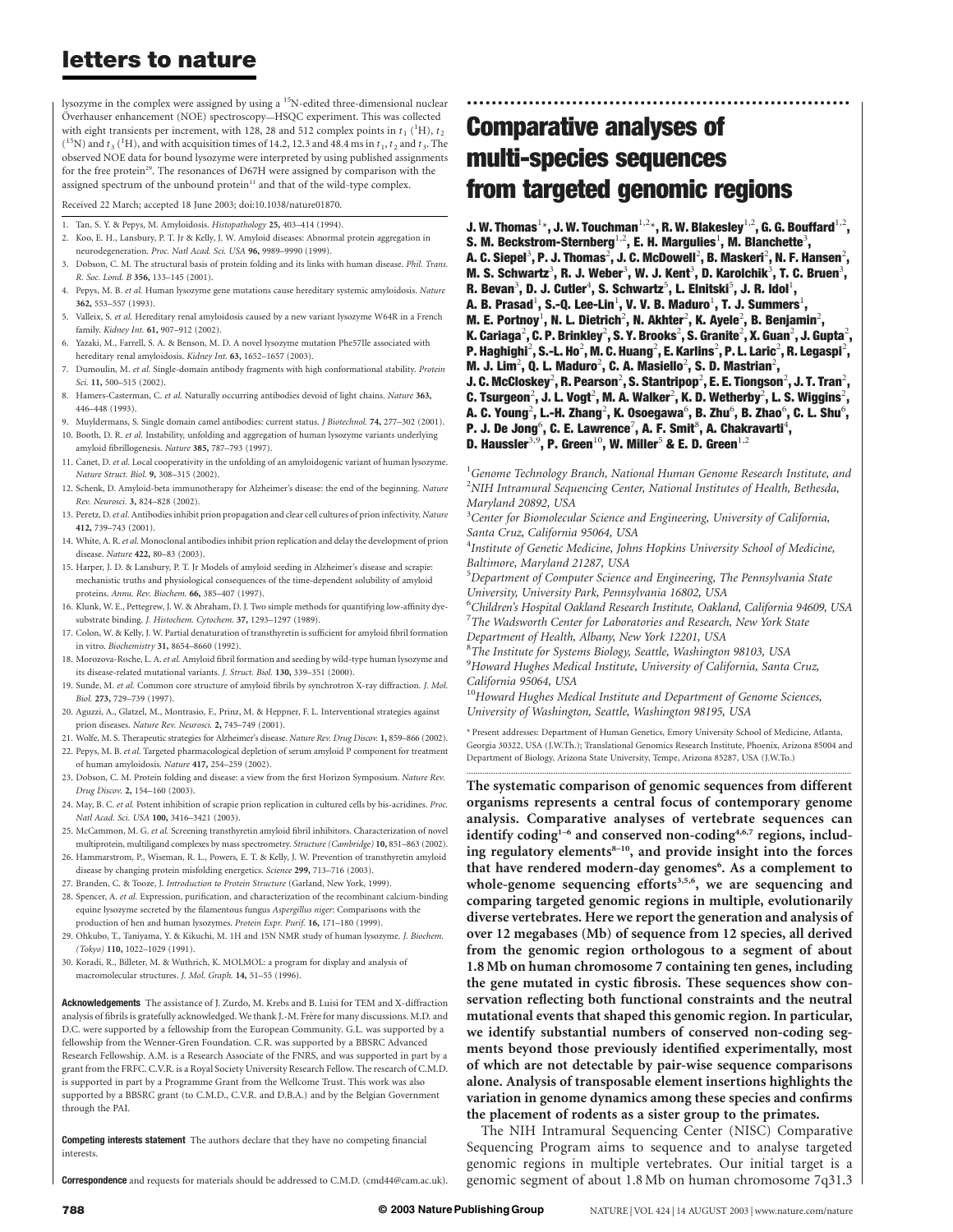lysozyme in the complex were assigned by using a $^{15}N$-edited three-dimensional nuclear Överhauser enhancement (NOE) spectroscopy—HSQC experiment. This was collected with eight transients per increment, with 128, 28 and 512 complex points in $t_1$ ($^1H$), $t_2$ ($^{15}N$) and $t_3$ ($^1H$), and with acquisition times of 14.2, 12.3 and 48.4 ms in $t_1$, $t_2$ and $t_3$. The observed NOE data for bound lysozyme were interpreted by using published assignments for the free protein[29]. The resonances of D67H were assigned by comparison with the assigned spectrum of the unbound protein[11] and that of the wild-type complex.

Received 22 March; accepted 18 June 2003; doi:10.1038/nature01870.

1. Tan, S. Y. & Pepys, M. Amyloidosis. *Histopathology* **25,** 403–414 (1994).
2. Koo, E. H., Lansbury, P. T. Jr & Kelly, J. W. Amyloid diseases: Abnormal protein aggregation in neurodegeneration. *Proc. Natl Acad. Sci. USA* **96,** 9989–9990 (1999).
3. Dobson, C. M. The structural basis of protein folding and its links with human disease. *Phil. Trans. R. Soc. Lond. B* **356,** 133–145 (2001).
4. Pepys, M. B. *et al.* Human lysozyme gene mutations cause hereditary systemic amyloidosis. *Nature* **362,** 553–557 (1993).
5. Valleix, S. *et al.* Hereditary renal amyloidosis caused by a new variant lysozyme W64R in a French family. *Kidney Int.* **61,** 907–912 (2002).
6. Yazaki, M., Farrell, S. A. & Benson, M. D. A novel lysozyme mutation Phe57Ile associated with hereditary renal amyloidosis. *Kidney Int.* **63,** 1652–1657 (2003).
7. Dumoulin, M. *et al.* Single-domain antibody fragments with high conformational stability. *Protein Sci.* **11,** 500–515 (2002).
8. Hamers-Casterman, C. *et al.* Naturally occurring antibodies devoid of light chains. *Nature* **363,** 446–448 (1993).
9. Muyldermans, S. Single domain camel antibodies: current status. *J Biotechnol.* **74,** 277–302 (2001).
10. Booth, D. R. *et al.* Instability, unfolding and aggregation of human lysozyme variants underlying amyloid fibrillogenesis. *Nature* **385,** 787–793 (1997).
11. Canet, D. *et al.* Local cooperativity in the unfolding of an amyloidogenic variant of human lysozyme. *Nature Struct. Biol.* **9,** 308–315 (2002).
12. Schenk, D. Amyloid-beta immunotherapy for Alzheimer's disease: the end of the beginning. *Nature Rev. Neurosci.* **3,** 824–828 (2002).
13. Peretz, D. *et al.* Antibodies inhibit prion propagation and clear cell cultures of prion infectivity. *Nature* **412,** 739–743 (2001).
14. White, A. R. *et al.* Monoclonal antibodies inhibit prion replication and delay the development of prion disease. *Nature* **422,** 80–83 (2003).
15. Harper, J. D. & Lansbury, P. T. Jr Models of amyloid seeding in Alzheimer's disease and scrapie: mechanistic truths and physiological consequences of the time-dependent solubility of amyloid proteins. *Annu. Rev. Biochem.* **66,** 385–407 (1997).
16. Klunk, W. E., Pettegrew, J. W. & Abraham, D. J. Two simple methods for quantifying low-affinity dye-substrate binding. *J. Histochem. Cytochem.* **37,** 1293–1297 (1989).
17. Colon, W. & Kelly, J. W. Partial denaturation of transthyretin is sufficient for amyloid fibril formation in vitro. *Biochemistry* **31,** 8654–8660 (1992).
18. Morozova-Roche, L. A. *et al.* Amyloid fibril formation and seeding by wild-type human lysozyme and its disease-related mutational variants. *J. Struct. Biol.* **130,** 339–351 (2000).
19. Sunde, M. *et al.* Common core structure of amyloid fibrils by synchrotron X-ray diffraction. *J. Mol. Biol.* **273,** 729–739 (1997).
20. Aguzzi, A., Glatzel, M., Montrasio, F., Prinz, M. & Heppner, F. L. Interventional strategies against prion diseases. *Nature Rev. Neurosci.* **2,** 745–749 (2001).
21. Wolfe, M. S. Therapeutic strategies for Alzheimer's disease. *Nature Rev. Drug Discov.* **1,** 859–866 (2002).
22. Pepys, M. B. *et al.* Targeted pharmacological depletion of serum amyloid P component for treatment of human amyloidosis. *Nature* **417,** 254–259 (2002).
23. Dobson, C. M. Protein folding and disease: a view from the first Horizon Symposium. *Nature Rev. Drug Discov.* **2,** 154–160 (2003).
24. May, B. C. *et al.* Potent inhibition of scrapie prion replication in cultured cells by bis-acridines. *Proc. Natl Acad. Sci. USA* **100,** 3416–3421 (2003).
25. McCammon, M. G. *et al.* Screening transthyretin amyloid fibril inhibitors. Characterization of novel multiprotein, multiligand complexes by mass spectrometry. *Structure (Cambridge)* **10,** 851–863 (2002).
26. Hammarstrom, P., Wiseman, R. L., Powers, E. T. & Kelly, J. W. Prevention of transthyretin amyloid disease by changing protein misfolding energetics. *Science* **299,** 713–716 (2003).
27. Branden, C. & Tooze, J. *Introduction to Protein Structure* (Garland, New York, 1999).
28. Spencer, A. *et al.* Expression, purification, and characterization of the recombinant calcium-binding equine lysozyme secreted by the filamentous fungus *Aspergillus niger*: Comparisons with the production of hen and human lysozymes. *Protein Expr. Purif.* **16,** 171–180 (1999).
29. Ohkubo, T., Taniyama, Y. & Kikuchi, M. 1H and 15N NMR study of human lysozyme. *J. Biochem. (Tokyo)* **110,** 1022–1029 (1991).
30. Koradi, R., Billeter, M. & Wuthrich, K. MOLMOL: a program for display and analysis of macromolecular structures. *J. Mol. Graph.* **14,** 51–55 (1996).

**Acknowledgements** The assistance of J. Zurdo, M. Krebs and B. Luisi for TEM and X-diffraction analysis of fibrils is gratefully acknowledged. We thank J.-M. Frère for many discussions. M.D. and D.C. were supported by a fellowship from the European Community. G.L. was supported by a fellowship from the Wenner-Gren Foundation. C.R. was supported by a BBSRC Advanced Research Fellowship. A.M. is a Research Associate of the FNRS, and was supported in part by a grant from the FRFC. C.V.R. is a Royal Society University Research Fellow. The research of C.M.D. is supported in part by a Programme Grant from the Wellcome Trust. This work was also supported by a BBSRC grant (to C.M.D., C.V.R. and D.B.A.) and by the Belgian Government through the PAI.

**Competing interests statement** The authors declare that they have no competing financial interests.

**Correspondence** and requests for materials should be addressed to C.M.D. (cmd44@cam.ac.uk).

# Comparative analyses of multi-species sequences from targeted genomic regions

**J. W. Thomas[1]\*, J. W. Touchman[1,2]\*, R. W. Blakesley[1,2], G. G. Bouffard[1,2], S. M. Beckstrom-Sternberg[1,2], E. H. Margulies[1], M. Blanchette[3], A. C. Siepel[3], P. J. Thomas[2], J. C. McDowell[2], B. Maskeri[2], N. F. Hansen[2], M. S. Schwartz[3], R. J. Weber[3], W. J. Kent[3], D. Karolchik[3], T. C. Bruen[3], R. Bevan[3], D. J. Cutler[4], S. Schwartz[5], L. Elnitski[5], J. R. Idol[1], A. B. Prasad[1], S.-Q. Lee-Lin[1], V. V. B. Maduro[1], T. J. Summers[1], M. E. Portnoy[1], N. L. Dietrich[2], N. Akhter[2], K. Ayele[2], B. Benjamin[2], K. Cariaga[2], C. P. Brinkley[2], S. Y. Brooks[2], S. Granite[2], X. Guan[2], J. Gupta[2], P. Haghighi[2], S.-L. Ho[2], M. C. Huang[2], E. Karlins[2], P. L. Laric[2], R. Legaspi[2], M. J. Lim[2], Q. L. Maduro[2], C. A. Masiello[2], S. D. Mastrian[2], J. C. McCloskey[2], R. Pearson[2], S. Stantripop[2], E. E. Tiongson[2], J. T. Tran[2], C. Tsurgeon[2], J. L. Vogt[2], M. A. Walker[2], K. D. Wetherby[2], L. S. Wiggins[2], A. C. Young[2], L.-H. Zhang[2], K. Osoegawa[6], B. Zhu[6], B. Zhao[6], C. L. Shu[6], P. J. De Jong[6], C. E. Lawrence[7], A. F. Smit[8], A. Chakravarti[4], D. Haussler[3,9], P. Green[10], W. Miller[5] & E. D. Green[1,2]**

[1]*Genome Technology Branch, National Human Genome Research Institute, and* [2]*NIH Intramural Sequencing Center, National Institutes of Health, Bethesda, Maryland 20892, USA*
[3]*Center for Biomolecular Science and Engineering, University of California, Santa Cruz, California 95064, USA*
[4]*Institute of Genetic Medicine, Johns Hopkins University School of Medicine, Baltimore, Maryland 21287, USA*
[5]*Department of Computer Science and Engineering, The Pennsylvania State University, University Park, Pennsylvania 16802, USA*
[6]*Children's Hospital Oakland Research Institute, Oakland, California 94609, USA*
[7]*The Wadsworth Center for Laboratories and Research, New York State Department of Health, Albany, New York 12201, USA*
[8]*The Institute for Systems Biology, Seattle, Washington 98103, USA*
[9]*Howard Hughes Medical Institute, University of California, Santa Cruz, California 95064, USA*
[10]*Howard Hughes Medical Institute and Department of Genome Sciences, University of Washington, Seattle, Washington 98195, USA*

\* Present addresses: Department of Human Genetics, Emory University School of Medicine, Atlanta, Georgia 30322, USA (J.W.Th.); Translational Genomics Research Institute, Phoenix, Arizona 85004 and Department of Biology, Arizona State University, Tempe, Arizona 85287, USA (J.W.To.)

**The systematic comparison of genomic sequences from different organisms represents a central focus of contemporary genome analysis. Comparative analyses of vertebrate sequences can identify coding[1–6] and conserved non-coding[4,6,7] regions, including regulatory elements[8–10], and provide insight into the forces that have rendered modern-day genomes[6]. As a complement to whole-genome sequencing efforts[3,5,6], we are sequencing and comparing targeted genomic regions in multiple, evolutionarily diverse vertebrates. Here we report the generation and analysis of over 12 megabases (Mb) of sequence from 12 species, all derived from the genomic region orthologous to a segment of about 1.8 Mb on human chromosome 7 containing ten genes, including the gene mutated in cystic fibrosis. These sequences show conservation reflecting both functional constraints and the neutral mutational events that shaped this genomic region. In particular, we identify substantial numbers of conserved non-coding segments beyond those previously identified experimentally, most of which are not detectable by pair-wise sequence comparisons alone. Analysis of transposable element insertions highlights the variation in genome dynamics among these species and confirms the placement of rodents as a sister group to the primates.**

The NIH Intramural Sequencing Center (NISC) Comparative Sequencing Program aims to sequence and to analyse targeted genomic regions in multiple vertebrates. Our initial target is a genomic segment of about 1.8 Mb on human chromosome 7q31.3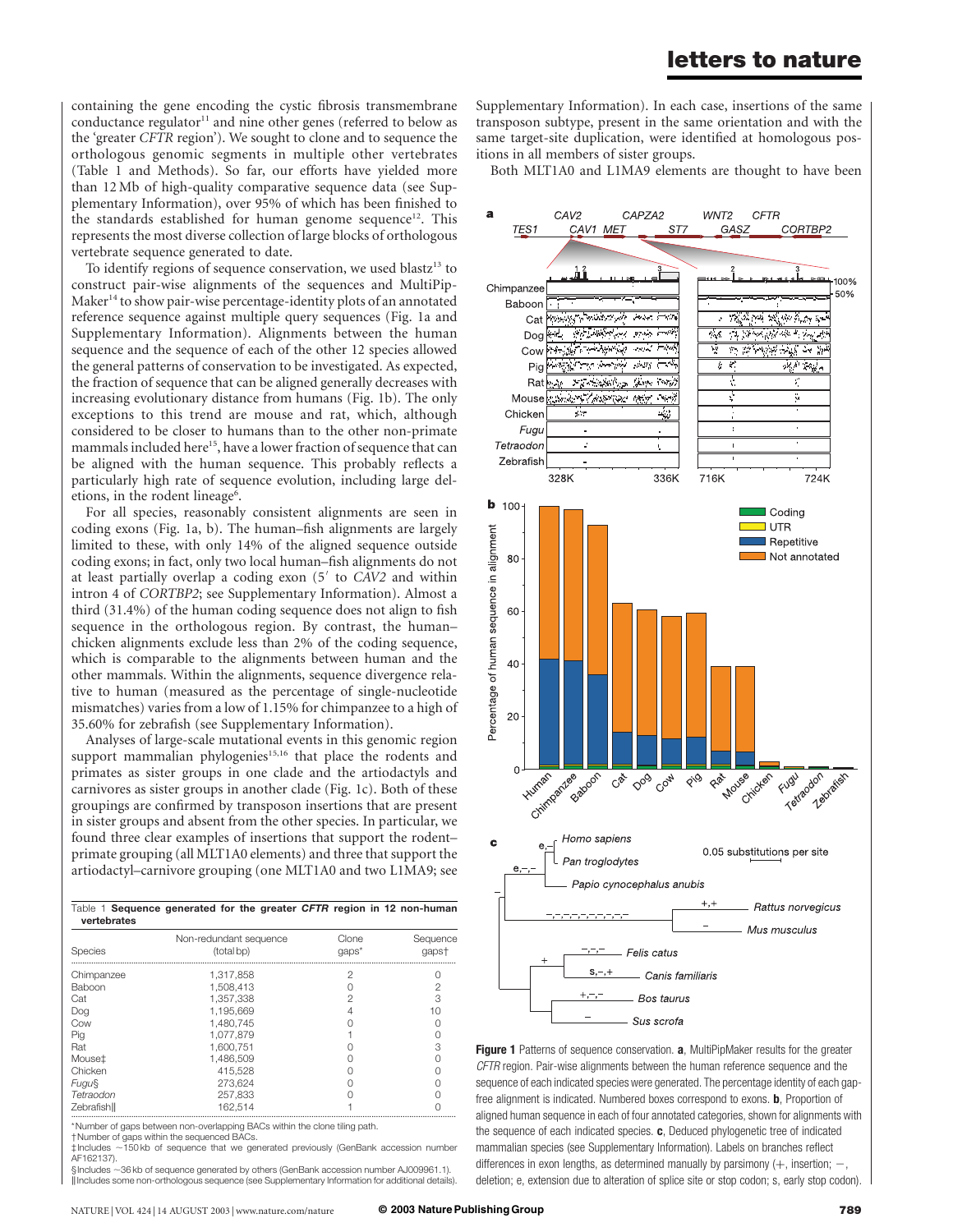containing the gene encoding the cystic fibrosis transmembrane conductance regulator[11] and nine other genes (referred to below as the 'greater *CFTR* region'). We sought to clone and to sequence the orthologous genomic segments in multiple other vertebrates (Table 1 and Methods). So far, our efforts have yielded more than 12 Mb of high-quality comparative sequence data (see Supplementary Information), over 95% of which has been finished to the standards established for human genome sequence[12]. This represents the most diverse collection of large blocks of orthologous vertebrate sequence generated to date.

To identify regions of sequence conservation, we used blastz[13] to construct pair-wise alignments of the sequences and MultiPipMaker[14] to show pair-wise percentage-identity plots of an annotated reference sequence against multiple query sequences (Fig. 1a and Supplementary Information). Alignments between the human sequence and the sequence of each of the other 12 species allowed the general patterns of conservation to be investigated. As expected, the fraction of sequence that can be aligned generally decreases with increasing evolutionary distance from humans (Fig. 1b). The only exceptions to this trend are mouse and rat, which, although considered to be closer to humans than to the other non-primate mammals included here[15], have a lower fraction of sequence that can be aligned with the human sequence. This probably reflects a particularly high rate of sequence evolution, including large deletions, in the rodent lineage[6].

For all species, reasonably consistent alignments are seen in coding exons (Fig. 1a, b). The human–fish alignments are largely limited to these, with only 14% of the aligned sequence outside coding exons; in fact, only two local human–fish alignments do not at least partially overlap a coding exon (5′ to *CAV2* and within intron 4 of *CORTBP2*; see Supplementary Information). Almost a third (31.4%) of the human coding sequence does not align to fish sequence in the orthologous region. By contrast, the human–chicken alignments exclude less than 2% of the coding sequence, which is comparable to the alignments between human and the other mammals. Within the alignments, sequence divergence relative to human (measured as the percentage of single-nucleotide mismatches) varies from a low of 1.15% for chimpanzee to a high of 35.60% for zebrafish (see Supplementary Information).

Analyses of large-scale mutational events in this genomic region support mammalian phylogenies[15,16] that place the rodents and primates as sister groups in one clade and the artiodactyls and carnivores as sister groups in another clade (Fig. 1c). Both of these groupings are confirmed by transposon insertions that are present in sister groups and absent from the other species. In particular, we found three clear examples of insertions that support the rodent–primate grouping (all MLT1A0 elements) and three that support the artiodactyl–carnivore grouping (one MLT1A0 and two L1MA9; see Supplementary Information). In each case, insertions of the same transposon subtype, present in the same orientation and with the same target-site duplication, were identified at homologous positions in all members of sister groups.

Both MLT1A0 and L1MA9 elements are thought to have been

Table 1 **Sequence generated for the greater *CFTR* region in 12 non-human vertebrates**

| Species | Non-redundant sequence (total bp) | Clone gaps* | Sequence gaps† |
|---|---|---|---|
| Chimpanzee | 1,317,858 | 2 | 0 |
| Baboon | 1,508,413 | 0 | 2 |
| Cat | 1,357,338 | 2 | 3 |
| Dog | 1,195,669 | 4 | 10 |
| Cow | 1,480,745 | 0 | 0 |
| Pig | 1,077,879 | 1 | 0 |
| Rat | 1,600,751 | 0 | 3 |
| Mouse‡ | 1,486,509 | 0 | 0 |
| Chicken | 415,528 | 0 | 0 |
| *Fugu*§ | 273,624 | 0 | 0 |
| *Tetraodon* | 257,833 | 0 | 0 |
| Zebrafish‖ | 162,514 | 1 | 0 |

*Number of gaps between non-overlapping BACs within the clone tiling path.
†Number of gaps within the sequenced BACs.
‡Includes ~150 kb of sequence that we generated previously (GenBank accession number AF162137).
§Includes ~36 kb of sequence generated by others (GenBank accession number AJ009961.1).
‖Includes some non-orthologous sequence (see Supplementary Information for additional details).

**Figure 1** Patterns of sequence conservation. **a**, MultiPipMaker results for the greater *CFTR* region. Pair-wise alignments between the human reference sequence and the sequence of each indicated species were generated. The percentage identity of each gap-free alignment is indicated. Numbered boxes correspond to exons. **b**, Proportion of aligned human sequence in each of four annotated categories, shown for alignments with the sequence of each indicated species. **c**, Deduced phylogenetic tree of indicated mammalian species (see Supplementary Information). Labels on branches reflect differences in exon lengths, as determined manually by parsimony (+, insertion; −, deletion; e, extension due to alteration of splice site or stop codon; s, early stop codon).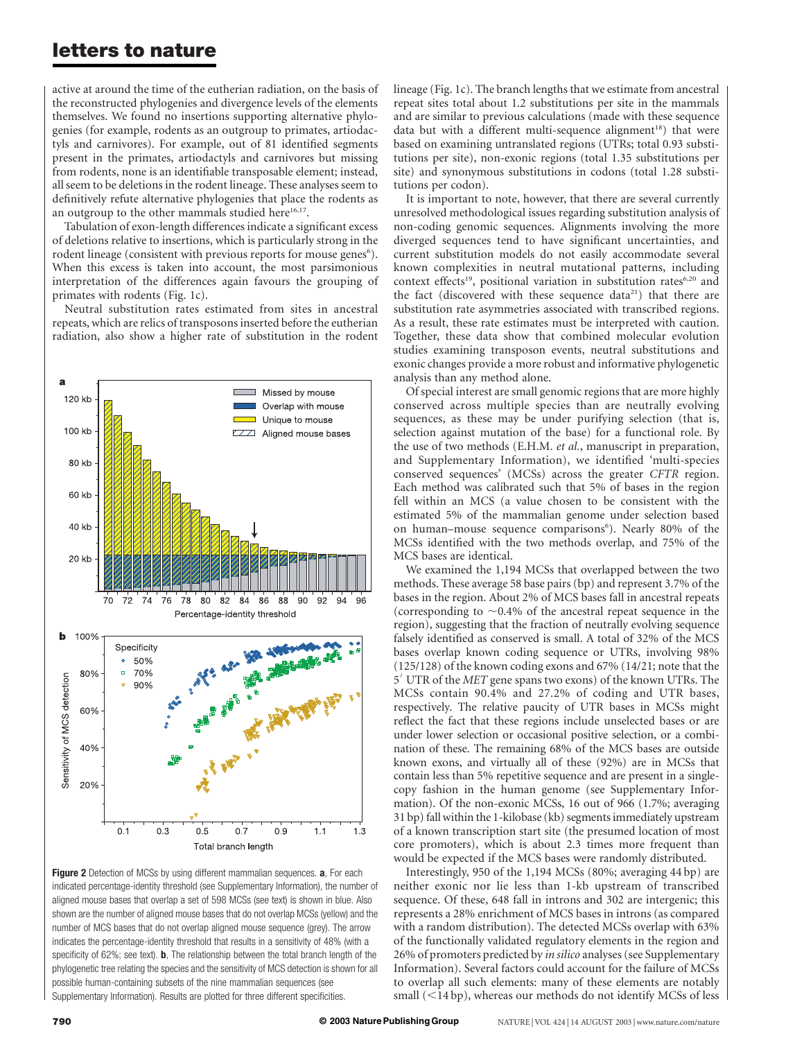active at around the time of the eutherian radiation, on the basis of the reconstructed phylogenies and divergence levels of the elements themselves. We found no insertions supporting alternative phylogenies (for example, rodents as an outgroup to primates, artiodactyls and carnivores). For example, out of 81 identified segments present in the primates, artiodactyls and carnivores but missing from rodents, none is an identifiable transposable element; instead, all seem to be deletions in the rodent lineage. These analyses seem to definitively refute alternative phylogenies that place the rodents as an outgroup to the other mammals studied here[16,17].

Tabulation of exon-length differences indicate a significant excess of deletions relative to insertions, which is particularly strong in the rodent lineage (consistent with previous reports for mouse genes[6]). When this excess is taken into account, the most parsimonious interpretation of the differences again favours the grouping of primates with rodents (Fig. 1c).

Neutral substitution rates estimated from sites in ancestral repeats, which are relics of transposons inserted before the eutherian radiation, also show a higher rate of substitution in the rodent lineage (Fig. 1c). The branch lengths that we estimate from ancestral repeat sites total about 1.2 substitutions per site in the mammals and are similar to previous calculations (made with these sequence data but with a different multi-sequence alignment[18]) that were based on examining untranslated regions (UTRs; total 0.93 substitutions per site), non-exonic regions (total 1.35 substitutions per site) and synonymous substitutions in codons (total 1.28 substitutions per codon).

It is important to note, however, that there are several currently unresolved methodological issues regarding substitution analysis of non-coding genomic sequences. Alignments involving the more diverged sequences tend to have significant uncertainties, and current substitution models do not easily accommodate several known complexities in neutral mutational patterns, including context effects[19], positional variation in substitution rates[6,20] and the fact (discovered with these sequence data[21]) that there are substitution rate asymmetries associated with transcribed regions. As a result, these rate estimates must be interpreted with caution. Together, these data show that combined molecular evolution studies examining transposon events, neutral substitutions and exonic changes provide a more robust and informative phylogenetic analysis than any method alone.

Of special interest are small genomic regions that are more highly conserved across multiple species than are neutrally evolving sequences, as these may be under purifying selection (that is, selection against mutation of the base) for a functional role. By the use of two methods (E.H.M. *et al.*, manuscript in preparation, and Supplementary Information), we identified 'multi-species conserved sequences' (MCSs) across the greater *CFTR* region. Each method was calibrated such that 5% of bases in the region fell within an MCS (a value chosen to be consistent with the estimated 5% of the mammalian genome under selection based on human–mouse sequence comparisons[6]). Nearly 80% of the MCSs identified with the two methods overlap, and 75% of the MCS bases are identical.

We examined the 1,194 MCSs that overlapped between the two methods. These average 58 base pairs (bp) and represent 3.7% of the bases in the region. About 2% of MCS bases fall in ancestral repeats (corresponding to ~0.4% of the ancestral repeat sequence in the region), suggesting that the fraction of neutrally evolving sequence falsely identified as conserved is small. A total of 32% of the MCS bases overlap known coding sequence or UTRs, involving 98% (125/128) of the known coding exons and 67% (14/21; note that the 5′ UTR of the *MET* gene spans two exons) of the known UTRs. The MCSs contain 90.4% and 27.2% of coding and UTR bases, respectively. The relative paucity of UTR bases in MCSs might reflect the fact that these regions include unselected bases or are under lower selection or occasional positive selection, or a combination of these. The remaining 68% of the MCS bases are outside known exons, and virtually all of these (92%) are in MCSs that contain less than 5% repetitive sequence and are present in a single-copy fashion in the human genome (see Supplementary Information). Of the non-exonic MCSs, 16 out of 966 (1.7%; averaging 31 bp) fall within the 1-kilobase (kb) segments immediately upstream of a known transcription start site (the presumed location of most core promoters), which is about 2.3 times more frequent than would be expected if the MCS bases were randomly distributed.

Interestingly, 950 of the 1,194 MCSs (80%; averaging 44 bp) are neither exonic nor lie less than 1-kb upstream of transcribed sequence. Of these, 648 fall in introns and 302 are intergenic; this represents a 28% enrichment of MCS bases in introns (as compared with a random distribution). The detected MCSs overlap with 63% of the functionally validated regulatory elements in the region and 26% of promoters predicted by *in silico* analyses (see Supplementary Information). Several factors could account for the failure of MCSs to overlap all such elements: many of these elements are notably small (<14 bp), whereas our methods do not identify MCSs of less

**Figure 2** Detection of MCSs by using different mammalian sequences. **a**, For each indicated percentage-identity threshold (see Supplementary Information), the number of aligned mouse bases that overlap a set of 598 MCSs (see text) is shown in blue. Also shown are the number of aligned mouse bases that do not overlap MCSs (yellow) and the number of MCS bases that do not overlap aligned mouse sequence (grey). The arrow indicates the percentage-identity threshold that results in a sensitivity of 48% (with a specificity of 62%; see text). **b**, The relationship between the total branch length of the phylogenetic tree relating the species and the sensitivity of MCS detection is shown for all possible human-containing subsets of the nine mammalian sequences (see Supplementary Information). Results are plotted for three different specificities.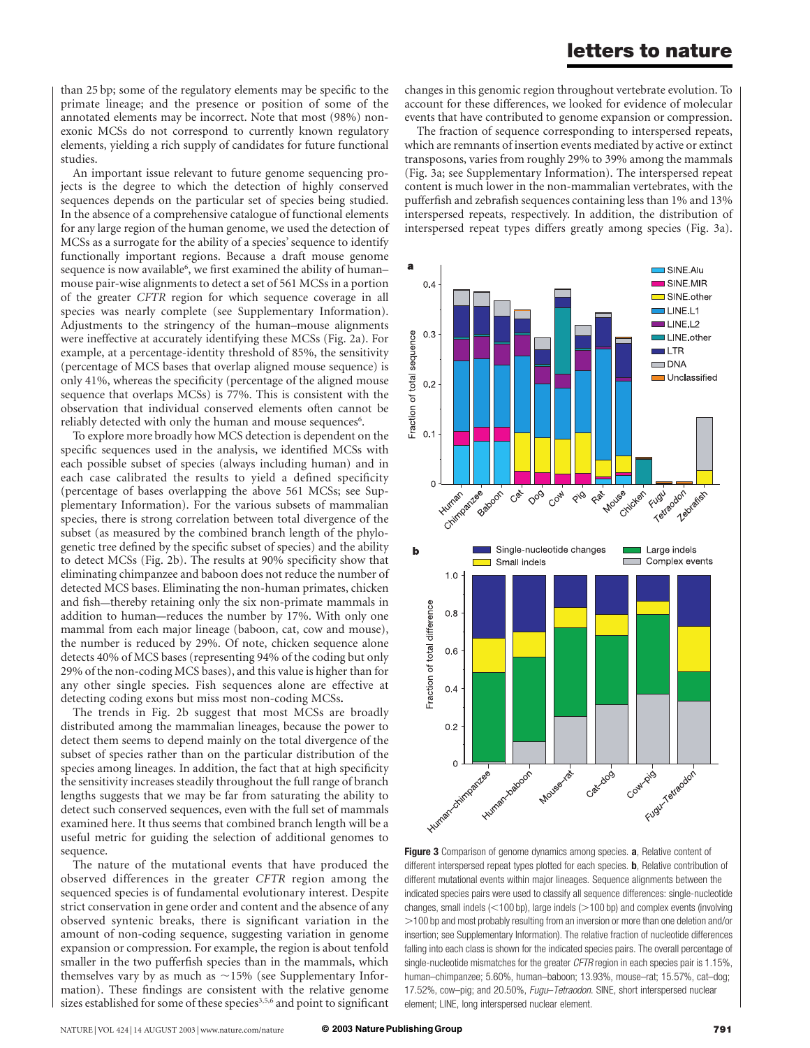than 25 bp; some of the regulatory elements may be specific to the primate lineage; and the presence or position of some of the annotated elements may be incorrect. Note that most (98%) non-exonic MCSs do not correspond to currently known regulatory elements, yielding a rich supply of candidates for future functional studies.

An important issue relevant to future genome sequencing projects is the degree to which the detection of highly conserved sequences depends on the particular set of species being studied. In the absence of a comprehensive catalogue of functional elements for any large region of the human genome, we used the detection of MCSs as a surrogate for the ability of a species' sequence to identify functionally important regions. Because a draft mouse genome sequence is now available[6], we first examined the ability of human–mouse pair-wise alignments to detect a set of 561 MCSs in a portion of the greater *CFTR* region for which sequence coverage in all species was nearly complete (see Supplementary Information). Adjustments to the stringency of the human–mouse alignments were ineffective at accurately identifying these MCSs (Fig. 2a). For example, at a percentage-identity threshold of 85%, the sensitivity (percentage of MCS bases that overlap aligned mouse sequence) is only 41%, whereas the specificity (percentage of the aligned mouse sequence that overlaps MCSs) is 77%. This is consistent with the observation that individual conserved elements often cannot be reliably detected with only the human and mouse sequences[6].

To explore more broadly how MCS detection is dependent on the specific sequences used in the analysis, we identified MCSs with each possible subset of species (always including human) and in each case calibrated the results to yield a defined specificity (percentage of bases overlapping the above 561 MCSs; see Supplementary Information). For the various subsets of mammalian species, there is strong correlation between total divergence of the subset (as measured by the combined branch length of the phylogenetic tree defined by the specific subset of species) and the ability to detect MCSs (Fig. 2b). The results at 90% specificity show that eliminating chimpanzee and baboon does not reduce the number of detected MCS bases. Eliminating the non-human primates, chicken and fish—thereby retaining only the six non-primate mammals in addition to human—reduces the number by 17%. With only one mammal from each major lineage (baboon, cat, cow and mouse), the number is reduced by 29%. Of note, chicken sequence alone detects 40% of MCS bases (representing 94% of the coding but only 29% of the non-coding MCS bases), and this value is higher than for any other single species. Fish sequences alone are effective at detecting coding exons but miss most non-coding MCSs.

The trends in Fig. 2b suggest that most MCSs are broadly distributed among the mammalian lineages, because the power to detect them seems to depend mainly on the total divergence of the subset of species rather than on the particular distribution of the species among lineages. In addition, the fact that at high specificity the sensitivity increases steadily throughout the full range of branch lengths suggests that we may be far from saturating the ability to detect such conserved sequences, even with the full set of mammals examined here. It thus seems that combined branch length will be a useful metric for guiding the selection of additional genomes to sequence.

The nature of the mutational events that have produced the observed differences in the greater *CFTR* region among the sequenced species is of fundamental evolutionary interest. Despite strict conservation in gene order and content and the absence of any observed syntenic breaks, there is significant variation in the amount of non-coding sequence, suggesting variation in genome expansion or compression. For example, the region is about tenfold smaller in the two pufferfish species than in the mammals, which themselves vary by as much as ~15% (see Supplementary Information). These findings are consistent with the relative genome sizes established for some of these species[3,5,6] and point to significant changes in this genomic region throughout vertebrate evolution. To account for these differences, we looked for evidence of molecular events that have contributed to genome expansion or compression.

The fraction of sequence corresponding to interspersed repeats, which are remnants of insertion events mediated by active or extinct transposons, varies from roughly 29% to 39% among the mammals (Fig. 3a; see Supplementary Information). The interspersed repeat content is much lower in the non-mammalian vertebrates, with the pufferfish and zebrafish sequences containing less than 1% and 13% interspersed repeats, respectively. In addition, the distribution of interspersed repeat types differs greatly among species (Fig. 3a).

**Figure 3** Comparison of genome dynamics among species. **a**, Relative content of different interspersed repeat types plotted for each species. **b**, Relative contribution of different mutational events within major lineages. Sequence alignments between the indicated species pairs were used to classify all sequence differences: single-nucleotide changes, small indels (<100 bp), large indels (>100 bp) and complex events (involving >100 bp and most probably resulting from an inversion or more than one deletion and/or insertion; see Supplementary Information). The relative fraction of nucleotide differences falling into each class is shown for the indicated species pairs. The overall percentage of single-nucleotide mismatches for the greater *CFTR* region in each species pair is 1.15%, human–chimpanzee; 5.60%, human–baboon; 13.93%, mouse–rat; 15.57%, cat–dog; 17.52%, cow–pig; and 20.50%, *Fugu*–*Tetraodon*. SINE, short interspersed nuclear element; LINE, long interspersed nuclear element.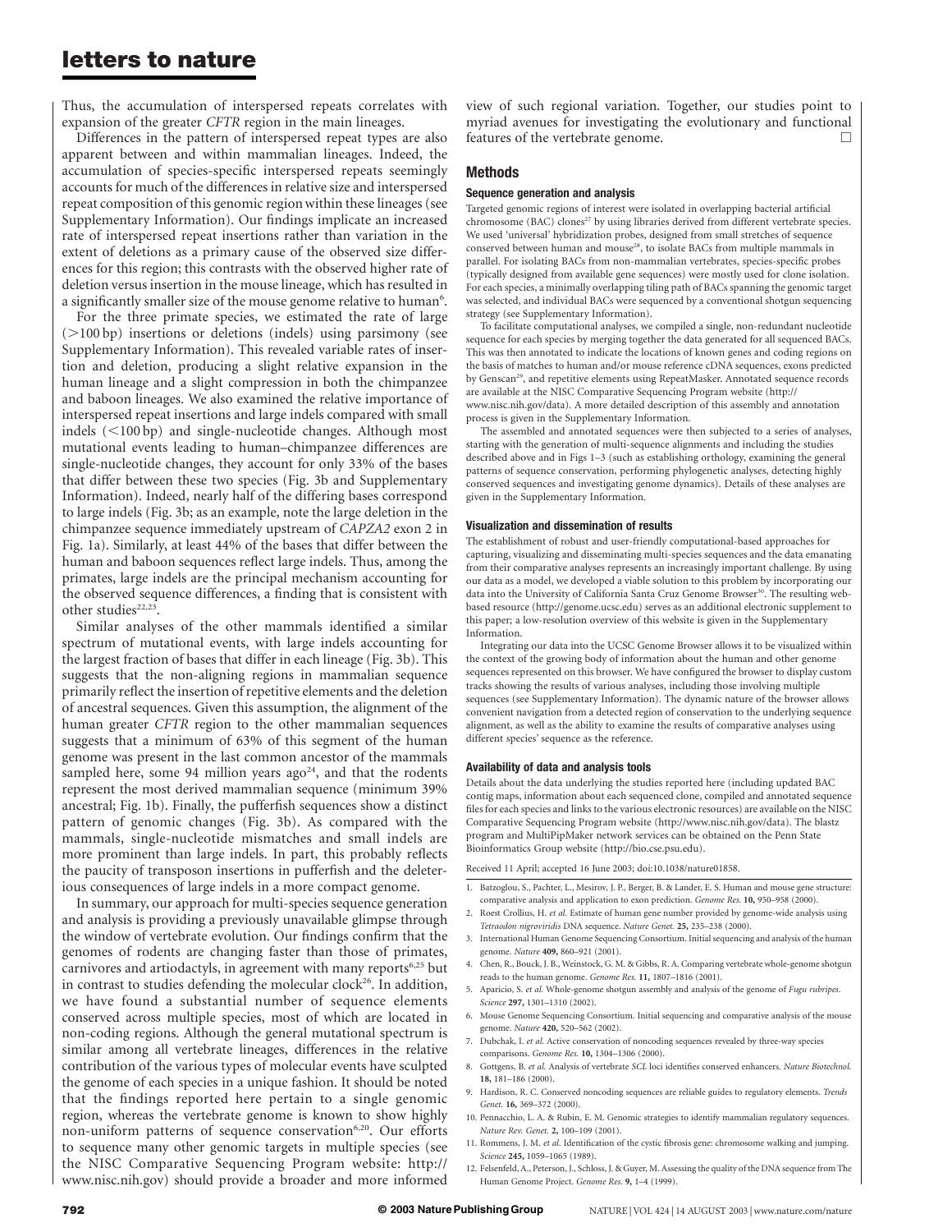Thus, the accumulation of interspersed repeats correlates with expansion of the greater *CFTR* region in the main lineages.

Differences in the pattern of interspersed repeat types are also apparent between and within mammalian lineages. Indeed, the accumulation of species-specific interspersed repeats seemingly accounts for much of the differences in relative size and interspersed repeat composition of this genomic region within these lineages (see Supplementary Information). Our findings implicate an increased rate of interspersed repeat insertions rather than variation in the extent of deletions as a primary cause of the observed size differences for this region; this contrasts with the observed higher rate of deletion versus insertion in the mouse lineage, which has resulted in a significantly smaller size of the mouse genome relative to human[6].

For the three primate species, we estimated the rate of large (>100 bp) insertions or deletions (indels) using parsimony (see Supplementary Information). This revealed variable rates of insertion and deletion, producing a slight relative expansion in the human lineage and a slight compression in both the chimpanzee and baboon lineages. We also examined the relative importance of interspersed repeat insertions and large indels compared with small indels (<100 bp) and single-nucleotide changes. Although most mutational events leading to human–chimpanzee differences are single-nucleotide changes, they account for only 33% of the bases that differ between these two species (Fig. 3b and Supplementary Information). Indeed, nearly half of the differing bases correspond to large indels (Fig. 3b; as an example, note the large deletion in the chimpanzee sequence immediately upstream of *CAPZA2* exon 2 in Fig. 1a). Similarly, at least 44% of the bases that differ between the human and baboon sequences reflect large indels. Thus, among the primates, large indels are the principal mechanism accounting for the observed sequence differences, a finding that is consistent with other studies[22,23].

Similar analyses of the other mammals identified a similar spectrum of mutational events, with large indels accounting for the largest fraction of bases that differ in each lineage (Fig. 3b). This suggests that the non-aligning regions in mammalian sequence primarily reflect the insertion of repetitive elements and the deletion of ancestral sequences. Given this assumption, the alignment of the human greater *CFTR* region to the other mammalian sequences suggests that a minimum of 63% of this segment of the human genome was present in the last common ancestor of the mammals sampled here, some 94 million years ago[24], and that the rodents represent the most derived mammalian sequence (minimum 39% ancestral; Fig. 1b). Finally, the pufferfish sequences show a distinct pattern of genomic changes (Fig. 3b). As compared with the mammals, single-nucleotide mismatches and small indels are more prominent than large indels. In part, this probably reflects the paucity of transposon insertions in pufferfish and the deleterious consequences of large indels in a more compact genome.

In summary, our approach for multi-species sequence generation and analysis is providing a previously unavailable glimpse through the window of vertebrate evolution. Our findings confirm that the genomes of rodents are changing faster than those of primates, carnivores and artiodactyls, in agreement with many reports[6,25] but in contrast to studies defending the molecular clock[26]. In addition, we have found a substantial number of sequence elements conserved across multiple species, most of which are located in non-coding regions. Although the general mutational spectrum is similar among all vertebrate lineages, differences in the relative contribution of the various types of molecular events have sculpted the genome of each species in a unique fashion. It should be noted that the findings reported here pertain to a single genomic region, whereas the vertebrate genome is known to show highly non-uniform patterns of sequence conservation[6,20]. Our efforts to sequence many other genomic targets in multiple species (see the NISC Comparative Sequencing Program website: http://www.nisc.nih.gov) should provide a broader and more informed view of such regional variation. Together, our studies point to myriad avenues for investigating the evolutionary and functional features of the vertebrate genome. □

## Methods

### Sequence generation and analysis

Targeted genomic regions of interest were isolated in overlapping bacterial artificial chromosome (BAC) clones[27] by using libraries derived from different vertebrate species. We used 'universal' hybridization probes, designed from small stretches of sequence conserved between human and mouse[28], to isolate BACs from multiple mammals in parallel. For isolating BACs from non-mammalian vertebrates, species-specific probes (typically designed from available gene sequences) were mostly used for clone isolation. For each species, a minimally overlapping tiling path of BACs spanning the genomic target was selected, and individual BACs were sequenced by a conventional shotgun sequencing strategy (see Supplementary Information).

To facilitate computational analyses, we compiled a single, non-redundant nucleotide sequence for each species by merging together the data generated for all sequenced BACs. This was then annotated to indicate the locations of known genes and coding regions on the basis of matches to human and/or mouse reference cDNA sequences, exons predicted by Genscan[29], and repetitive elements using RepeatMasker. Annotated sequence records are available at the NISC Comparative Sequencing Program website (http://www.nisc.nih.gov/data). A more detailed description of this assembly and annotation process is given in the Supplementary Information.

The assembled and annotated sequences were then subjected to a series of analyses, starting with the generation of multi-sequence alignments and including the studies described above and in Figs 1–3 (such as establishing orthology, examining the general patterns of sequence conservation, performing phylogenetic analyses, detecting highly conserved sequences and investigating genome dynamics). Details of these analyses are given in the Supplementary Information.

### Visualization and dissemination of results

The establishment of robust and user-friendly computational-based approaches for capturing, visualizing and disseminating multi-species sequences and the data emanating from their comparative analyses represents an increasingly important challenge. By using our data as a model, we developed a viable solution to this problem by incorporating our data into the University of California Santa Cruz Genome Browser[30]. The resulting web-based resource (http://genome.ucsc.edu) serves as an additional electronic supplement to this paper; a low-resolution overview of this website is given in the Supplementary Information.

Integrating our data into the UCSC Genome Browser allows it to be visualized within the context of the growing body of information about the human and other genome sequences represented on this browser. We have configured the browser to display custom tracks showing the results of various analyses, including those involving multiple sequences (see Supplementary Information). The dynamic nature of the browser allows convenient navigation from a detected region of conservation to the underlying sequence alignment, as well as the ability to examine the results of comparative analyses using different species' sequence as the reference.

### Availability of data and analysis tools

Details about the data underlying the studies reported here (including updated BAC contig maps, information about each sequenced clone, compiled and annotated sequence files for each species and links to the various electronic resources) are available on the NISC Comparative Sequencing Program website (http://www.nisc.nih.gov/data). The blastz program and MultiPipMaker network services can be obtained on the Penn State Bioinformatics Group website (http://bio.cse.psu.edu).

Received 11 April; accepted 16 June 2003; doi:10.1038/nature01858.

1. Batzoglou, S., Pachter, L., Mesirov, J. P., Berger, B. & Lander, E. S. Human and mouse gene structure: comparative analysis and application to exon prediction. *Genome Res.* **10,** 950–958 (2000).
2. Roest Crollius, H. *et al.* Estimate of human gene number provided by genome-wide analysis using *Tetraodon nigroviridis* DNA sequence. *Nature Genet.* **25,** 235–238 (2000).
3. International Human Genome Sequencing Consortium. Initial sequencing and analysis of the human genome. *Nature* **409,** 860–921 (2001).
4. Chen, R., Bouck, J. B., Weinstock, G. M. & Gibbs, R. A. Comparing vertebrate whole-genome shotgun reads to the human genome. *Genome Res.* **11,** 1807–1816 (2001).
5. Aparicio, S. *et al.* Whole-genome shotgun assembly and analysis of the genome of *Fugu rubripes*. *Science* **297,** 1301–1310 (2002).
6. Mouse Genome Sequencing Consortium. Initial sequencing and comparative analysis of the mouse genome. *Nature* **420,** 520–562 (2002).
7. Dubchak, I. *et al.* Active conservation of noncoding sequences revealed by three-way species comparisons. *Genome Res.* **10,** 1304–1306 (2000).
8. Gottgens, B. *et al.* Analysis of vertebrate *SCL* loci identifies conserved enhancers. *Nature Biotechnol.* **18,** 181–186 (2000).
9. Hardison, R. C. Conserved noncoding sequences are reliable guides to regulatory elements. *Trends Genet.* **16,** 369–372 (2000).
10. Pennacchio, L. A. & Rubin, E. M. Genomic strategies to identify mammalian regulatory sequences. *Nature Rev. Genet.* **2,** 100–109 (2001).
11. Rommens, J. M. *et al.* Identification of the cystic fibrosis gene: chromosome walking and jumping. *Science* **245,** 1059–1065 (1989).
12. Felsenfeld, A., Peterson, J., Schloss, J. & Guyer, M. Assessing the quality of the DNA sequence from The Human Genome Project. *Genome Res.* **9,** 1–4 (1999).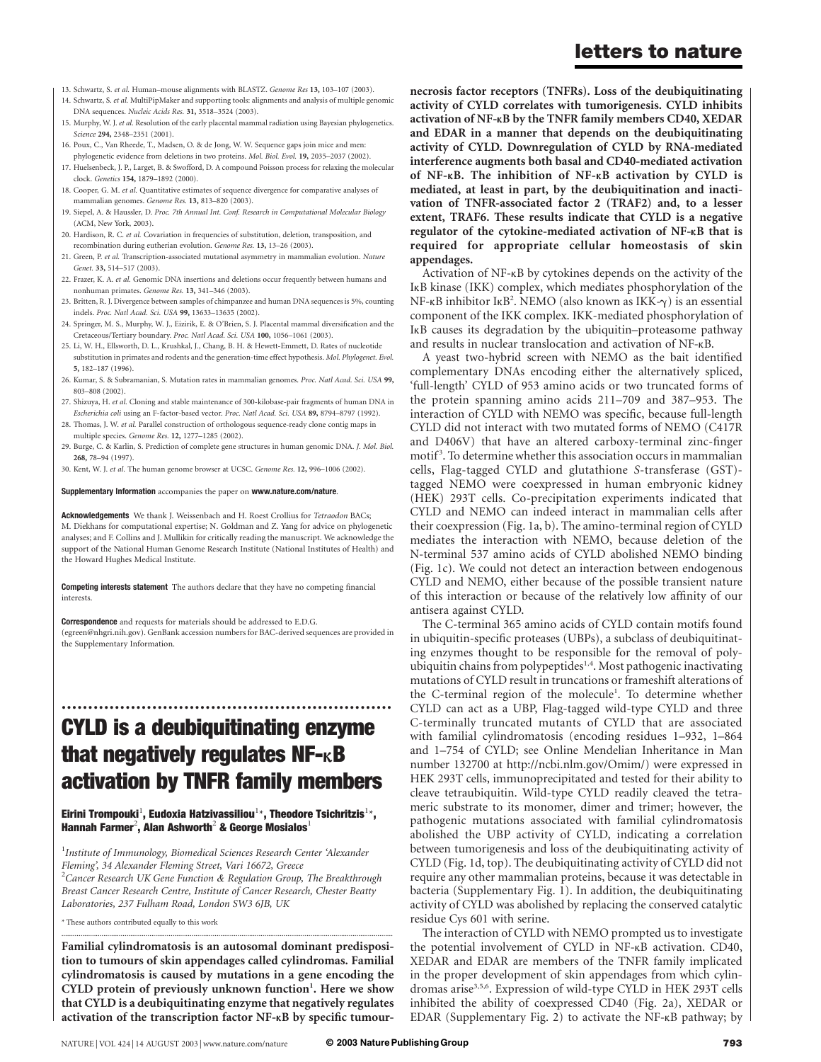13. Schwartz, S. *et al.* Human–mouse alignments with BLASTZ. *Genome Res* **13,** 103–107 (2003).
14. Schwartz, S. *et al.* MultiPipMaker and supporting tools: alignments and analysis of multiple genomic DNA sequences. *Nucleic Acids Res.* **31,** 3518–3524 (2003).
15. Murphy, W. J. *et al.* Resolution of the early placental mammal radiation using Bayesian phylogenetics. *Science* **294,** 2348–2351 (2001).
16. Poux, C., Van Rheede, T., Madsen, O. & de Jong, W. W. Sequence gaps join mice and men: phylogenetic evidence from deletions in two proteins. *Mol. Biol. Evol.* **19,** 2035–2037 (2002).
17. Huelsenbeck, J. P., Larget, B. & Swofford, D. A compound Poisson process for relaxing the molecular clock. *Genetics* **154,** 1879–1892 (2000).
18. Cooper, G. M. *et al.* Quantitative estimates of sequence divergence for comparative analyses of mammalian genomes. *Genome Res.* **13,** 813–820 (2003).
19. Siepel, A. & Haussler, D. *Proc. 7th Annual Int. Conf. Research in Computational Molecular Biology* (ACM, New York, 2003).
20. Hardison, R. C. *et al.* Covariation in frequencies of substitution, deletion, transposition, and recombination during eutherian evolution. *Genome Res.* **13,** 13–26 (2003).
21. Green, P. *et al.* Transcription-associated mutational asymmetry in mammalian evolution. *Nature Genet.* **33,** 514–517 (2003).
22. Frazer, K. A. *et al.* Genomic DNA insertions and deletions occur frequently between humans and nonhuman primates. *Genome Res.* **13,** 341–346 (2003).
23. Britten, R. J. Divergence between samples of chimpanzee and human DNA sequences is 5%, counting indels. *Proc. Natl Acad. Sci. USA* **99,** 13633–13635 (2002).
24. Springer, M. S., Murphy, W. J., Eizirik, E. & O'Brien, S. J. Placental mammal diversification and the Cretaceous/Tertiary boundary. *Proc. Natl Acad. Sci. USA* **100,** 1056–1061 (2003).
25. Li, W. H., Ellsworth, D. L., Krushkal, J., Chang, B. H. & Hewett-Emmett, D. Rates of nucleotide substitution in primates and rodents and the generation-time effect hypothesis. *Mol. Phylogenet. Evol.* **5,** 182–187 (1996).
26. Kumar, S. & Subramanian, S. Mutation rates in mammalian genomes. *Proc. Natl Acad. Sci. USA* **99,** 803–808 (2002).
27. Shizuya, H. *et al.* Cloning and stable maintenance of 300-kilobase-pair fragments of human DNA in *Escherichia coli* using an F-factor-based vector. *Proc. Natl Acad. Sci. USA* **89,** 8794–8797 (1992).
28. Thomas, J. W. *et al.* Parallel construction of orthologous sequence-ready clone contig maps in multiple species. *Genome Res.* **12,** 1277–1285 (2002).
29. Burge, C. & Karlin, S. Prediction of complete gene structures in human genomic DNA. *J. Mol. Biol.* **268,** 78–94 (1997).
30. Kent, W. J. *et al.* The human genome browser at UCSC. *Genome Res.* **12,** 996–1006 (2002).

**Supplementary Information** accompanies the paper on **www.nature.com/nature**.

**Acknowledgements** We thank J. Weissenbach and H. Roest Crollius for *Tetraodon* BACs; M. Diekhans for computational expertise; N. Goldman and Z. Yang for advice on phylogenetic analyses; and F. Collins and J. Mullikin for critically reading the manuscript. We acknowledge the support of the National Human Genome Research Institute (National Institutes of Health) and the Howard Hughes Medical Institute.

**Competing interests statement** The authors declare that they have no competing financial interests.

**Correspondence** and requests for materials should be addressed to E.D.G. (egreen@nhgri.nih.gov). GenBank accession numbers for BAC-derived sequences are provided in the Supplementary Information.

# CYLD is a deubiquitinating enzyme that negatively regulates NF-κB activation by TNFR family members

**Eirini Trompouki[1], Eudoxia Hatzivassiliou[1]*, Theodore Tsichritzis[1]*, Hannah Farmer[2], Alan Ashworth[2] & George Mosialos[1]**

[1]*Institute of Immunology, Biomedical Sciences Research Center 'Alexander Fleming', 34 Alexander Fleming Street, Vari 16672, Greece*

[2]*Cancer Research UK Gene Function & Regulation Group, The Breakthrough Breast Cancer Research Centre, Institute of Cancer Research, Chester Beatty Laboratories, 237 Fulham Road, London SW3 6JB, UK*

\* These authors contributed equally to this work

**Familial cylindromatosis is an autosomal dominant predisposition to tumours of skin appendages called cylindromas. Familial cylindromatosis is caused by mutations in a gene encoding the CYLD protein of previously unknown function[1]. Here we show that CYLD is a deubiquitinating enzyme that negatively regulates activation of the transcription factor NF-κB by specific tumour-necrosis factor receptors (TNFRs). Loss of the deubiquitinating activity of CYLD correlates with tumorigenesis. CYLD inhibits activation of NF-κB by the TNFR family members CD40, XEDAR and EDAR in a manner that depends on the deubiquitinating activity of CYLD. Downregulation of CYLD by RNA-mediated interference augments both basal and CD40-mediated activation of NF-κB. The inhibition of NF-κB activation by CYLD is mediated, at least in part, by the deubiquitination and inactivation of TNFR-associated factor 2 (TRAF2) and, to a lesser extent, TRAF6. These results indicate that CYLD is a negative regulator of the cytokine-mediated activation of NF-κB that is required for appropriate cellular homeostasis of skin appendages.**

Activation of NF-κB by cytokines depends on the activity of the IκB kinase (IKK) complex, which mediates phosphorylation of the NF-κB inhibitor IκB[2]. NEMO (also known as IKK-γ) is an essential component of the IKK complex. IKK-mediated phosphorylation of IκB causes its degradation by the ubiquitin–proteasome pathway and results in nuclear translocation and activation of NF-κB.

A yeast two-hybrid screen with NEMO as the bait identified complementary DNAs encoding either the alternatively spliced, 'full-length' CYLD of 953 amino acids or two truncated forms of the protein spanning amino acids 211–709 and 387–953. The interaction of CYLD with NEMO was specific, because full-length CYLD did not interact with two mutated forms of NEMO (C417R and D406V) that have an altered carboxy-terminal zinc-finger motif[3]. To determine whether this association occurs in mammalian cells, Flag-tagged CYLD and glutathione *S*-transferase (GST)-tagged NEMO were coexpressed in human embryonic kidney (HEK) 293T cells. Co-precipitation experiments indicated that CYLD and NEMO can indeed interact in mammalian cells after their coexpression (Fig. 1a, b). The amino-terminal region of CYLD mediates the interaction with NEMO, because deletion of the N-terminal 537 amino acids of CYLD abolished NEMO binding (Fig. 1c). We could not detect an interaction between endogenous CYLD and NEMO, either because of the possible transient nature of this interaction or because of the relatively low affinity of our antisera against CYLD.

The C-terminal 365 amino acids of CYLD contain motifs found in ubiquitin-specific proteases (UBPs), a subclass of deubiquitinating enzymes thought to be responsible for the removal of polyubiquitin chains from polypeptides[1,4]. Most pathogenic inactivating mutations of CYLD result in truncations or frameshift alterations of the C-terminal region of the molecule[1]. To determine whether CYLD can act as a UBP, Flag-tagged wild-type CYLD and three C-terminally truncated mutants of CYLD that are associated with familial cylindromatosis (encoding residues 1–932, 1–864 and 1–754 of CYLD; see Online Mendelian Inheritance in Man number 132700 at http://ncbi.nlm.gov/Omim/) were expressed in HEK 293T cells, immunoprecipitated and tested for their ability to cleave tetraubiquitin. Wild-type CYLD readily cleaved the tetrameric substrate to its monomer, dimer and trimer; however, the pathogenic mutations associated with familial cylindromatosis abolished the UBP activity of CYLD, indicating a correlation between tumorigenesis and loss of the deubiquitinating activity of CYLD (Fig. 1d, top). The deubiquitinating activity of CYLD did not require any other mammalian proteins, because it was detectable in bacteria (Supplementary Fig. 1). In addition, the deubiquitinating activity of CYLD was abolished by replacing the conserved catalytic residue Cys 601 with serine.

The interaction of CYLD with NEMO prompted us to investigate the potential involvement of CYLD in NF-κB activation. CD40, XEDAR and EDAR are members of the TNFR family implicated in the proper development of skin appendages from which cylindromas arise[3,5,6]. Expression of wild-type CYLD in HEK 293T cells inhibited the ability of coexpressed CD40 (Fig. 2a), XEDAR or EDAR (Supplementary Fig. 2) to activate the NF-κB pathway; by